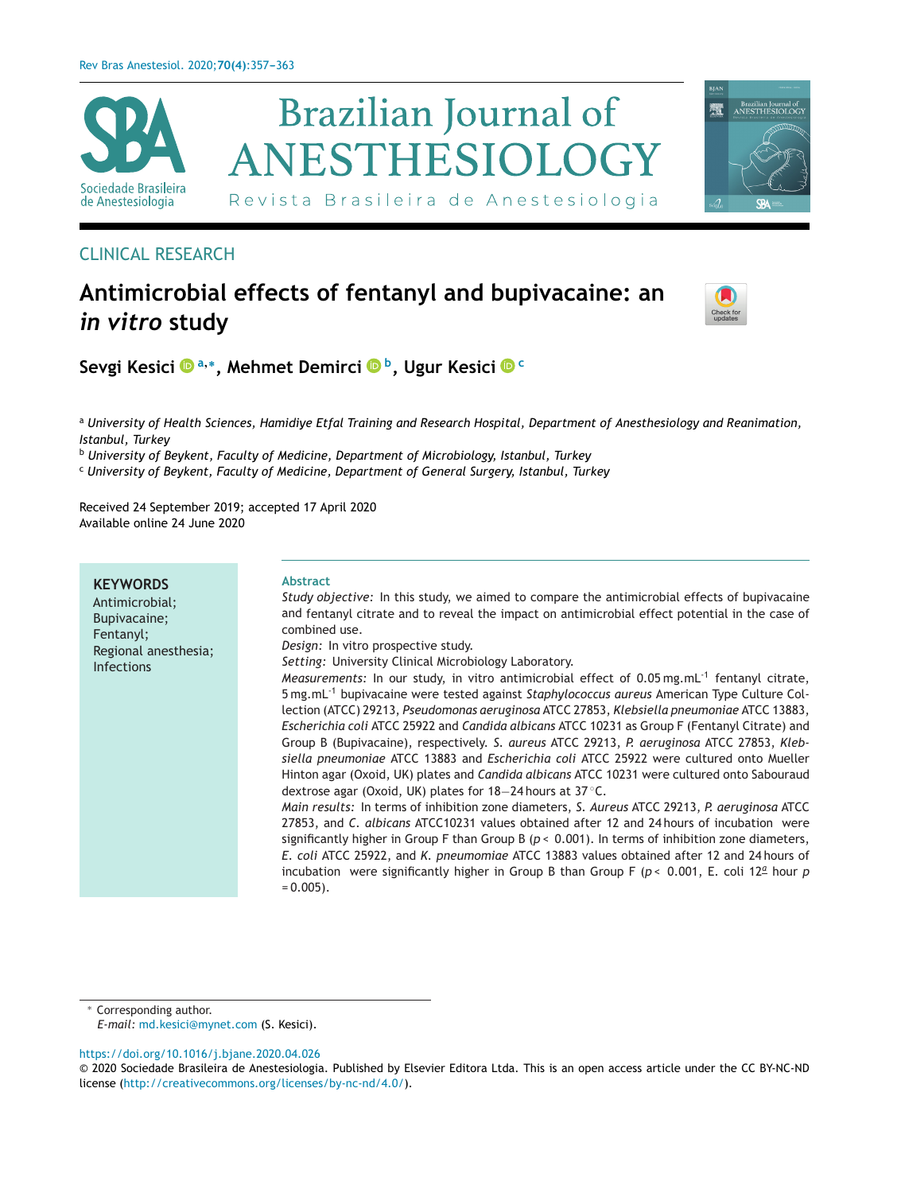CLINICAL RESEARCH

# Antimicrobial effects of fentanyl and bupivacaine: an *in vitro* study

**Sevgi Kesici [a,*], Mehmet Demirci [b], Ugur Kesici [c]**

[a] *University of Health Sciences, Hamidiye Etfal Training and Research Hospital, Department of Anesthesiology and Reanimation, Istanbul, Turkey*
[b] *University of Beykent, Faculty of Medicine, Department of Microbiology, Istanbul, Turkey*
[c] *University of Beykent, Faculty of Medicine, Department of General Surgery, Istanbul, Turkey*

Received 24 September 2019; accepted 17 April 2020
Available online 24 June 2020

**KEYWORDS**
Antimicrobial;
Bupivacaine;
Fentanyl;
Regional anesthesia;
Infections

## Abstract

*Study objective:* In this study, we aimed to compare the antimicrobial effects of bupivacaine and fentanyl citrate and to reveal the impact on antimicrobial effect potential in the case of combined use.

*Design:* In vitro prospective study.

*Setting:* University Clinical Microbiology Laboratory.

*Measurements:* In our study, in vitro antimicrobial effect of 0.05 $mg.mL^{-1}$ fentanyl citrate, 5 $mg.mL^{-1}$ bupivacaine were tested against *Staphylococcus aureus* American Type Culture Collection (ATCC) 29213, *Pseudomonas aeruginosa* ATCC 27853, *Klebsiella pneumoniae* ATCC 13883, *Escherichia coli* ATCC 25922 and *Candida albicans* ATCC 10231 as Group F (Fentanyl Citrate) and Group B (Bupivacaine), respectively. *S. aureus* ATCC 29213, *P. aeruginosa* ATCC 27853, *Klebsiella pneumoniae* ATCC 13883 and *Escherichia coli* ATCC 25922 were cultured onto Mueller Hinton agar (Oxoid, UK) plates and *Candida albicans* ATCC 10231 were cultured onto Sabouraud dextrose agar (Oxoid, UK) plates for 18–24 hours at 37 °C.

*Main results:* In terms of inhibition zone diameters, *S. Aureus* ATCC 29213, *P. aeruginosa* ATCC 27853, and *C. albicans* ATCC10231 values obtained after 12 and 24 hours of incubation were significantly higher in Group F than Group B ($p < 0.001$). In terms of inhibition zone diameters, *E. coli* ATCC 25922, and *K. pneumomiae* ATCC 13883 values obtained after 12 and 24 hours of incubation were significantly higher in Group B than Group F ($p < 0.001$, E. coli 12º hour $p = 0.005$).

\* Corresponding author.
*E-mail:* md.kesici@mynet.com (S. Kesici).

https://doi.org/10.1016/j.bjane.2020.04.026
© 2020 Sociedade Brasileira de Anestesiologia. Published by Elsevier Editora Ltda. This is an open access article under the CC BY-NC-ND license (http://creativecommons.org/licenses/by-nc-nd/4.0/).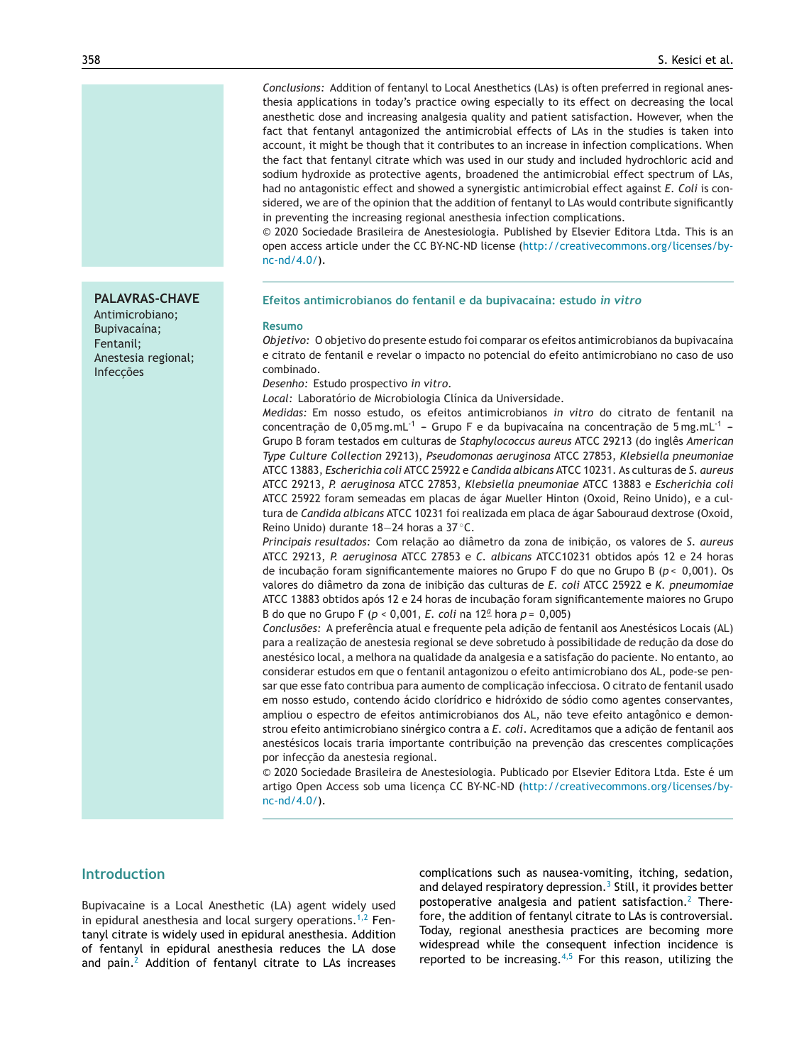*Conclusions:* Addition of fentanyl to Local Anesthetics (LAs) is often preferred in regional anesthesia applications in today's practice owing especially to its effect on decreasing the local anesthetic dose and increasing analgesia quality and patient satisfaction. However, when the fact that fentanyl antagonized the antimicrobial effects of LAs in the studies is taken into account, it might be though that it contributes to an increase in infection complications. When the fact that fentanyl citrate which was used in our study and included hydrochloric acid and sodium hydroxide as protective agents, broadened the antimicrobial effect spectrum of LAs, had no antagonistic effect and showed a synergistic antimicrobial effect against *E. Coli* is considered, we are of the opinion that the addition of fentanyl to LAs would contribute significantly in preventing the increasing regional anesthesia infection complications.

© 2020 Sociedade Brasileira de Anestesiologia. Published by Elsevier Editora Ltda. This is an open access article under the CC BY-NC-ND license (http://creativecommons.org/licenses/by-nc-nd/4.0/).

**PALAVRAS-CHAVE**
Antimicrobiano;
Bupivacaína;
Fentanil;
Anestesia regional;
Infecções

## Efeitos antimicrobianos do fentanil e da bupivacaína: estudo *in vitro*

### Resumo

*Objetivo:* O objetivo do presente estudo foi comparar os efeitos antimicrobianos da bupivacaína e citrato de fentanil e revelar o impacto no potencial do efeito antimicrobiano no caso de uso combinado.

*Desenho:* Estudo prospectivo *in vitro*.

*Local:* Laboratório de Microbiologia Clínica da Universidade.

*Medidas:* Em nosso estudo, os efeitos antimicrobianos *in vitro* do citrato de fentanil na concentração de 0,05 $mg.mL^{-1}$ – Grupo F e da bupivacaína na concentração de 5 $mg.mL^{-1}$ – Grupo B foram testados em culturas de *Staphylococcus aureus* ATCC 29213 (do inglês *American Type Culture Collection* 29213), *Pseudomonas aeruginosa* ATCC 27853, *Klebsiella pneumoniae* ATCC 13883, *Escherichia coli* ATCC 25922 e *Candida albicans* ATCC 10231. As culturas de *S. aureus* ATCC 29213, *P. aeruginosa* ATCC 27853, *Klebsiella pneumoniae* ATCC 13883 e *Escherichia coli* ATCC 25922 foram semeadas em placas de ágar Mueller Hinton (Oxoid, Reino Unido), e a cultura de *Candida albicans* ATCC 10231 foi realizada em placa de ágar Sabouraud dextrose (Oxoid, Reino Unido) durante 18–24 horas a 37 °C.

*Principais resultados:* Com relação ao diâmetro da zona de inibição, os valores de *S. aureus* ATCC 29213, *P. aeruginosa* ATCC 27853 e *C. albicans* ATCC10231 obtidos após 12 e 24 horas de incubação foram significantemente maiores no Grupo F do que no Grupo B ($p < 0{,}001$). Os valores do diâmetro da zona de inibição das culturas de *E. coli* ATCC 25922 e *K. pneumomiae* ATCC 13883 obtidos após 12 e 24 horas de incubação foram significantemente maiores no Grupo B do que no Grupo F ($p < 0{,}001$, *E. coli* na 12ª hora $p = 0{,}005$)

*Conclusões:* A preferência atual e frequente pela adição de fentanil aos Anestésicos Locais (AL) para a realização de anestesia regional se deve sobretudo à possibilidade de redução da dose do anestésico local, a melhora na qualidade da analgesia e a satisfação do paciente. No entanto, ao considerar estudos em que o fentanil antagonizou o efeito antimicrobiano dos AL, pode-se pensar que esse fato contribua para aumento de complicação infecciosa. O citrato de fentanil usado em nosso estudo, contendo ácido clorídrico e hidróxido de sódio como agentes conservantes, ampliou o espectro de efeitos antimicrobianos dos AL, não teve efeito antagônico e demonstrou efeito antimicrobiano sinérgico contra a *E. coli*. Acreditamos que a adição de fentanil aos anestésicos locais traria importante contribuição na prevenção das crescentes complicações por infecção da anestesia regional.

© 2020 Sociedade Brasileira de Anestesiologia. Publicado por Elsevier Editora Ltda. Este é um artigo Open Access sob uma licença CC BY-NC-ND (http://creativecommons.org/licenses/by-nc-nd/4.0/).

## Introduction

Bupivacaine is a Local Anesthetic (LA) agent widely used in epidural anesthesia and local surgery operations.[1,2] Fentanyl citrate is widely used in epidural anesthesia. Addition of fentanyl in epidural anesthesia reduces the LA dose and pain.[2] Addition of fentanyl citrate to LAs increases complications such as nausea-vomiting, itching, sedation, and delayed respiratory depression.[3] Still, it provides better postoperative analgesia and patient satisfaction.[2] Therefore, the addition of fentanyl citrate to LAs is controversial. Today, regional anesthesia practices are becoming more widespread while the consequent infection incidence is reported to be increasing.[4,5] For this reason, utilizing the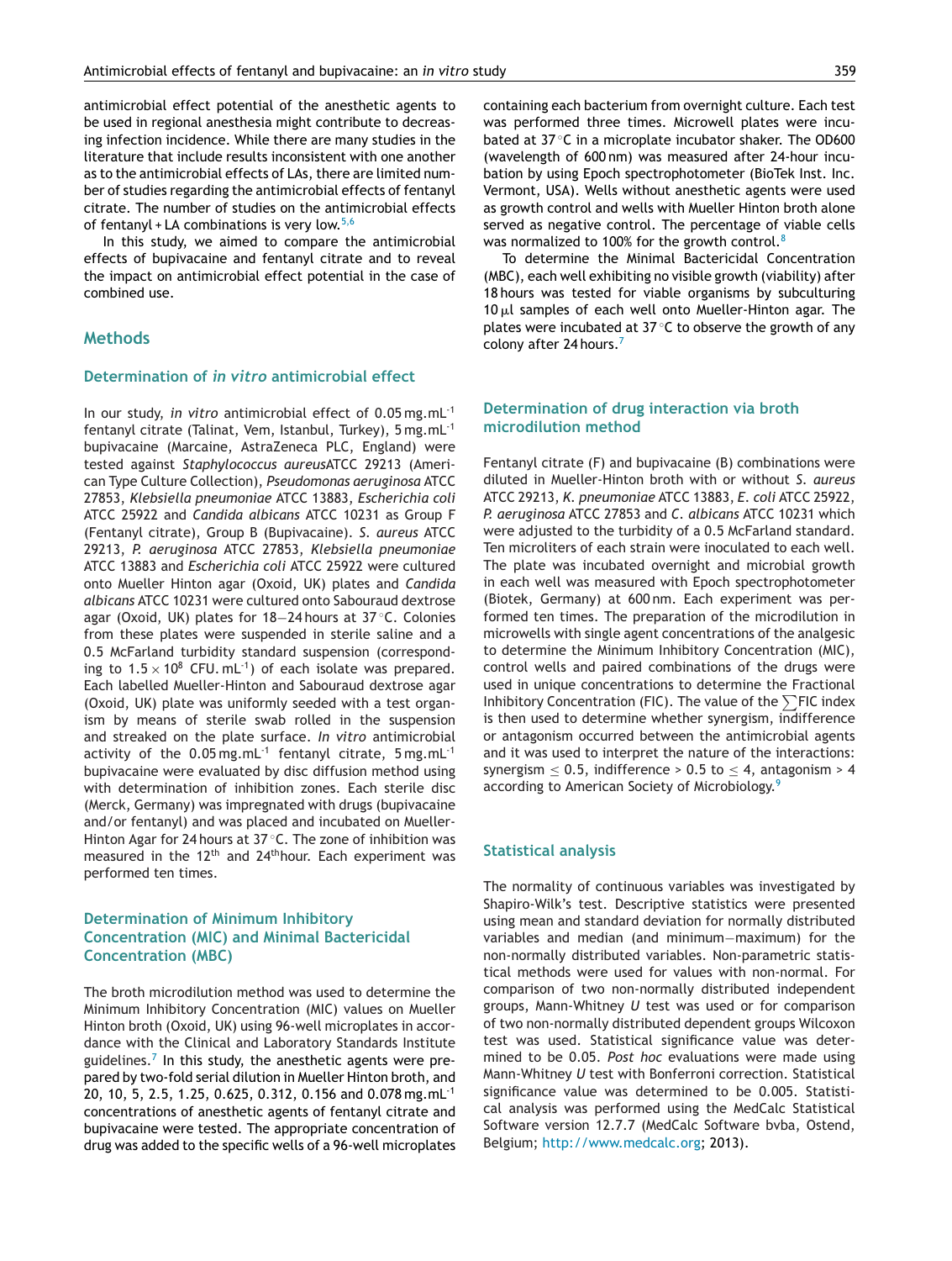antimicrobial effect potential of the anesthetic agents to be used in regional anesthesia might contribute to decreasing infection incidence. While there are many studies in the literature that include results inconsistent with one another as to the antimicrobial effects of LAs, there are limited number of studies regarding the antimicrobial effects of fentanyl citrate. The number of studies on the antimicrobial effects of fentanyl + LA combinations is very low.[5,6]

In this study, we aimed to compare the antimicrobial effects of bupivacaine and fentanyl citrate and to reveal the impact on antimicrobial effect potential in the case of combined use.

## Methods

### Determination of *in vitro* antimicrobial effect

In our study, *in vitro* antimicrobial effect of 0.05 mg.mL$^{-1}$ fentanyl citrate (Talinat, Vem, Istanbul, Turkey), 5 mg.mL$^{-1}$ bupivacaine (Marcaine, AstraZeneca PLC, England) were tested against *Staphylococcus aureus*ATCC 29213 (American Type Culture Collection), *Pseudomonas aeruginosa* ATCC 27853, *Klebsiella pneumoniae* ATCC 13883, *Escherichia coli* ATCC 25922 and *Candida albicans* ATCC 10231 as Group F (Fentanyl citrate), Group B (Bupivacaine). *S. aureus* ATCC 29213, *P. aeruginosa* ATCC 27853, *Klebsiella pneumoniae* ATCC 13883 and *Escherichia coli* ATCC 25922 were cultured onto Mueller Hinton agar (Oxoid, UK) plates and *Candida albicans* ATCC 10231 were cultured onto Sabouraud dextrose agar (Oxoid, UK) plates for 18–24 hours at 37 °C. Colonies from these plates were suspended in sterile saline and a 0.5 McFarland turbidity standard suspension (corresponding to $1.5 \times 10^8$ CFU. mL$^{-1}$) of each isolate was prepared. Each labelled Mueller-Hinton and Sabouraud dextrose agar (Oxoid, UK) plate was uniformly seeded with a test organism by means of sterile swab rolled in the suspension and streaked on the plate surface. *In vitro* antimicrobial activity of the 0.05 mg.mL$^{-1}$ fentanyl citrate, 5 mg.mL$^{-1}$ bupivacaine were evaluated by disc diffusion method using with determination of inhibition zones. Each sterile disc (Merck, Germany) was impregnated with drugs (bupivacaine and/or fentanyl) and was placed and incubated on Mueller-Hinton Agar for 24 hours at 37 °C. The zone of inhibition was measured in the 12$^{th}$ and 24$^{th}$hour. Each experiment was performed ten times.

### Determination of Minimum Inhibitory Concentration (MIC) and Minimal Bactericidal Concentration (MBC)

The broth microdilution method was used to determine the Minimum Inhibitory Concentration (MIC) values on Mueller Hinton broth (Oxoid, UK) using 96-well microplates in accordance with the Clinical and Laboratory Standards Institute guidelines.[7] In this study, the anesthetic agents were prepared by two-fold serial dilution in Mueller Hinton broth, and 20, 10, 5, 2.5, 1.25, 0.625, 0.312, 0.156 and 0.078 mg.mL$^{-1}$ concentrations of anesthetic agents of fentanyl citrate and bupivacaine were tested. The appropriate concentration of drug was added to the specific wells of a 96-well microplates containing each bacterium from overnight culture. Each test was performed three times. Microwell plates were incubated at 37 °C in a microplate incubator shaker. The OD600 (wavelength of 600 nm) was measured after 24-hour incubation by using Epoch spectrophotometer (BioTek Inst. Inc. Vermont, USA). Wells without anesthetic agents were used as growth control and wells with Mueller Hinton broth alone served as negative control. The percentage of viable cells was normalized to 100% for the growth control.[8]

To determine the Minimal Bactericidal Concentration (MBC), each well exhibiting no visible growth (viability) after 18 hours was tested for viable organisms by subculturing 10 µl samples of each well onto Mueller-Hinton agar. The plates were incubated at 37 °C to observe the growth of any colony after 24 hours.[7]

### Determination of drug interaction via broth microdilution method

Fentanyl citrate (F) and bupivacaine (B) combinations were diluted in Mueller-Hinton broth with or without *S. aureus* ATCC 29213, *K. pneumoniae* ATCC 13883, *E. coli* ATCC 25922, *P. aeruginosa* ATCC 27853 and *C. albicans* ATCC 10231 which were adjusted to the turbidity of a 0.5 McFarland standard. Ten microliters of each strain were inoculated to each well. The plate was incubated overnight and microbial growth in each well was measured with Epoch spectrophotometer (Biotek, Germany) at 600 nm. Each experiment was performed ten times. The preparation of the microdilution in microwells with single agent concentrations of the analgesic to determine the Minimum Inhibitory Concentration (MIC), control wells and paired combinations of the drugs were used in unique concentrations to determine the Fractional Inhibitory Concentration (FIC). The value of the $\sum$FIC index is then used to determine whether synergism, indifference or antagonism occurred between the antimicrobial agents and it was used to interpret the nature of the interactions: synergism $\leq 0.5$, indifference $> 0.5$ to $\leq 4$, antagonism $> 4$ according to American Society of Microbiology.[9]

### Statistical analysis

The normality of continuous variables was investigated by Shapiro-Wilk's test. Descriptive statistics were presented using mean and standard deviation for normally distributed variables and median (and minimum–maximum) for the non-normally distributed variables. Non-parametric statistical methods were used for values with non-normal. For comparison of two non-normally distributed independent groups, Mann-Whitney *U* test was used or for comparison of two non-normally distributed dependent groups Wilcoxon test was used. Statistical significance value was determined to be 0.05. *Post hoc* evaluations were made using Mann-Whitney *U* test with Bonferroni correction. Statistical significance value was determined to be 0.005. Statistical analysis was performed using the MedCalc Statistical Software version 12.7.7 (MedCalc Software bvba, Ostend, Belgium; http://www.medcalc.org; 2013).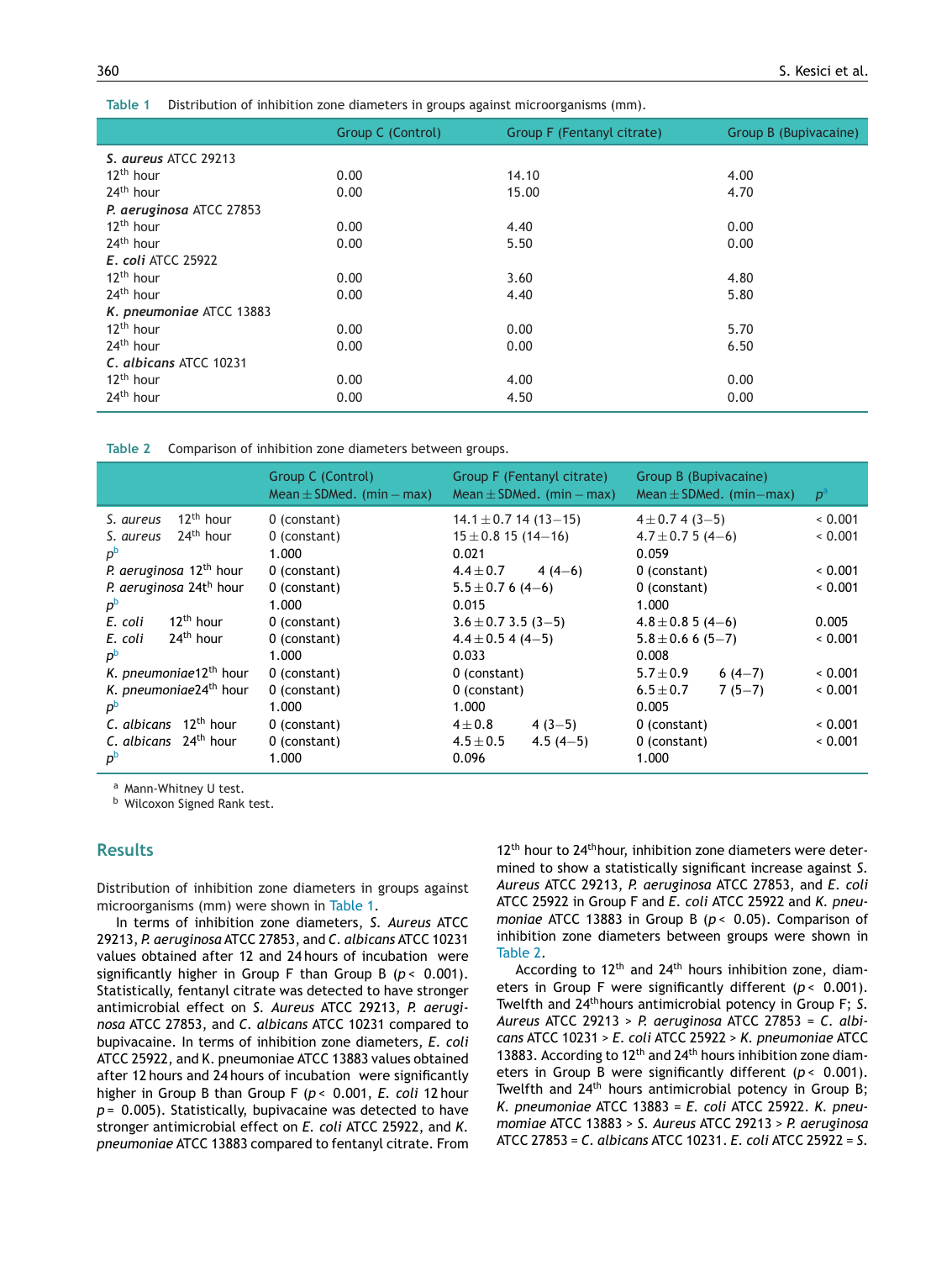**Table 1** Distribution of inhibition zone diameters in groups against microorganisms (mm).

| | Group C (Control) | Group F (Fentanyl citrate) | Group B (Bupivacaine) |
|---|---|---|---|
| ***S. aureus* ATCC 29213** | | | |
| 12th hour | 0.00 | 14.10 | 4.00 |
| 24th hour | 0.00 | 15.00 | 4.70 |
| ***P. aeruginosa* ATCC 27853** | | | |
| 12th hour | 0.00 | 4.40 | 0.00 |
| 24th hour | 0.00 | 5.50 | 0.00 |
| ***E. coli* ATCC 25922** | | | |
| 12th hour | 0.00 | 3.60 | 4.80 |
| 24th hour | 0.00 | 4.40 | 5.80 |
| ***K. pneumoniae* ATCC 13883** | | | |
| 12th hour | 0.00 | 0.00 | 5.70 |
| 24th hour | 0.00 | 0.00 | 6.50 |
| ***C. albicans* ATCC 10231** | | | |
| 12th hour | 0.00 | 4.00 | 0.00 |
| 24th hour | 0.00 | 4.50 | 0.00 |

**Table 2** Comparison of inhibition zone diameters between groups.

| | Group C (Control) Mean ± SDMed. (min − max) | Group F (Fentanyl citrate) Mean ± SDMed. (min − max) | Group B (Bupivacaine) Mean ± SDMed. (min−max) | $p$[a] |
|---|---|---|---|---|
| *S. aureus* 12th hour | 0 (constant) | 14.1 ± 0.7 14 (13−15) | 4 ± 0.7 4 (3−5) | < 0.001 |
| *S. aureus* 24th hour | 0 (constant) | 15 ± 0.8 15 (14−16) | 4.7 ± 0.7 5 (4−6) | < 0.001 |
| $p$[b] | 1.000 | 0.021 | 0.059 | |
| *P. aeruginosa* 12th hour | 0 (constant) | 4.4 ± 0.7 4 (4−6) | 0 (constant) | < 0.001 |
| *P. aeruginosa* 24th hour | 0 (constant) | 5.5 ± 0.7 6 (4−6) | 0 (constant) | < 0.001 |
| $p$[b] | 1.000 | 0.015 | 1.000 | |
| *E. coli* 12th hour | 0 (constant) | 3.6 ± 0.7 3.5 (3−5) | 4.8 ± 0.8 5 (4−6) | 0.005 |
| *E. coli* 24th hour | 0 (constant) | 4.4 ± 0.5 4 (4−5) | 5.8 ± 0.6 6 (5−7) | < 0.001 |
| $p$[b] | 1.000 | 0.033 | 0.008 | |
| *K. pneumoniae* 12th hour | 0 (constant) | 0 (constant) | 5.7 ± 0.9 6 (4−7) | < 0.001 |
| *K. pneumoniae* 24th hour | 0 (constant) | 0 (constant) | 6.5 ± 0.7 7 (5−7) | < 0.001 |
| $p$[b] | 1.000 | 1.000 | 0.005 | |
| *C. albicans* 12th hour | 0 (constant) | 4 ± 0.8 4 (3−5) | 0 (constant) | < 0.001 |
| *C. albicans* 24th hour | 0 (constant) | 4.5 ± 0.5 4.5 (4−5) | 0 (constant) | < 0.001 |
| $p$[b] | 1.000 | 0.096 | 1.000 | |

[a] Mann-Whitney U test.
[b] Wilcoxon Signed Rank test.

## Results

Distribution of inhibition zone diameters in groups against microorganisms (mm) were shown in Table 1.

In terms of inhibition zone diameters, *S. Aureus* ATCC 29213, *P. aeruginosa* ATCC 27853, and *C. albicans* ATCC 10231 values obtained after 12 and 24 hours of incubation were significantly higher in Group F than Group B ($p < 0.001$). Statistically, fentanyl citrate was detected to have stronger antimicrobial effect on *S. Aureus* ATCC 29213, *P. aeruginosa* ATCC 27853, and *C. albicans* ATCC 10231 compared to bupivacaine. In terms of inhibition zone diameters, *E. coli* ATCC 25922, and K. pneumoniae ATCC 13883 values obtained after 12 hours and 24 hours of incubation were significantly higher in Group B than Group F ($p < 0.001$, *E. coli* 12 hour $p = 0.005$). Statistically, bupivacaine was detected to have stronger antimicrobial effect on *E. coli* ATCC 25922, and *K. pneumoniae* ATCC 13883 compared to fentanyl citrate. From 12th hour to 24th hour, inhibition zone diameters were determined to show a statistically significant increase against *S. Aureus* ATCC 29213, *P. aeruginosa* ATCC 27853, and *E. coli* ATCC 25922 in Group F and *E. coli* ATCC 25922 and *K. pneumoniae* ATCC 13883 in Group B ($p < 0.05$). Comparison of inhibition zone diameters between groups were shown in Table 2.

According to 12th and 24th hours inhibition zone, diameters in Group F were significantly different ($p < 0.001$). Twelfth and 24th hours antimicrobial potency in Group F; *S. Aureus* ATCC 29213 > *P. aeruginosa* ATCC 27853 = *C. albicans* ATCC 10231 > *E. coli* ATCC 25922 > *K. pneumoniae* ATCC 13883. According to 12th and 24th hours inhibition zone diameters in Group B were significantly different ($p < 0.001$). Twelfth and 24th hours antimicrobial potency in Group B; *K. pneumoniae* ATCC 13883 = *E. coli* ATCC 25922. *K. pneumomiae* ATCC 13883 > *S. Aureus* ATCC 29213 > *P. aeruginosa* ATCC 27853 = *C. albicans* ATCC 10231. *E. coli* ATCC 25922 = *S.*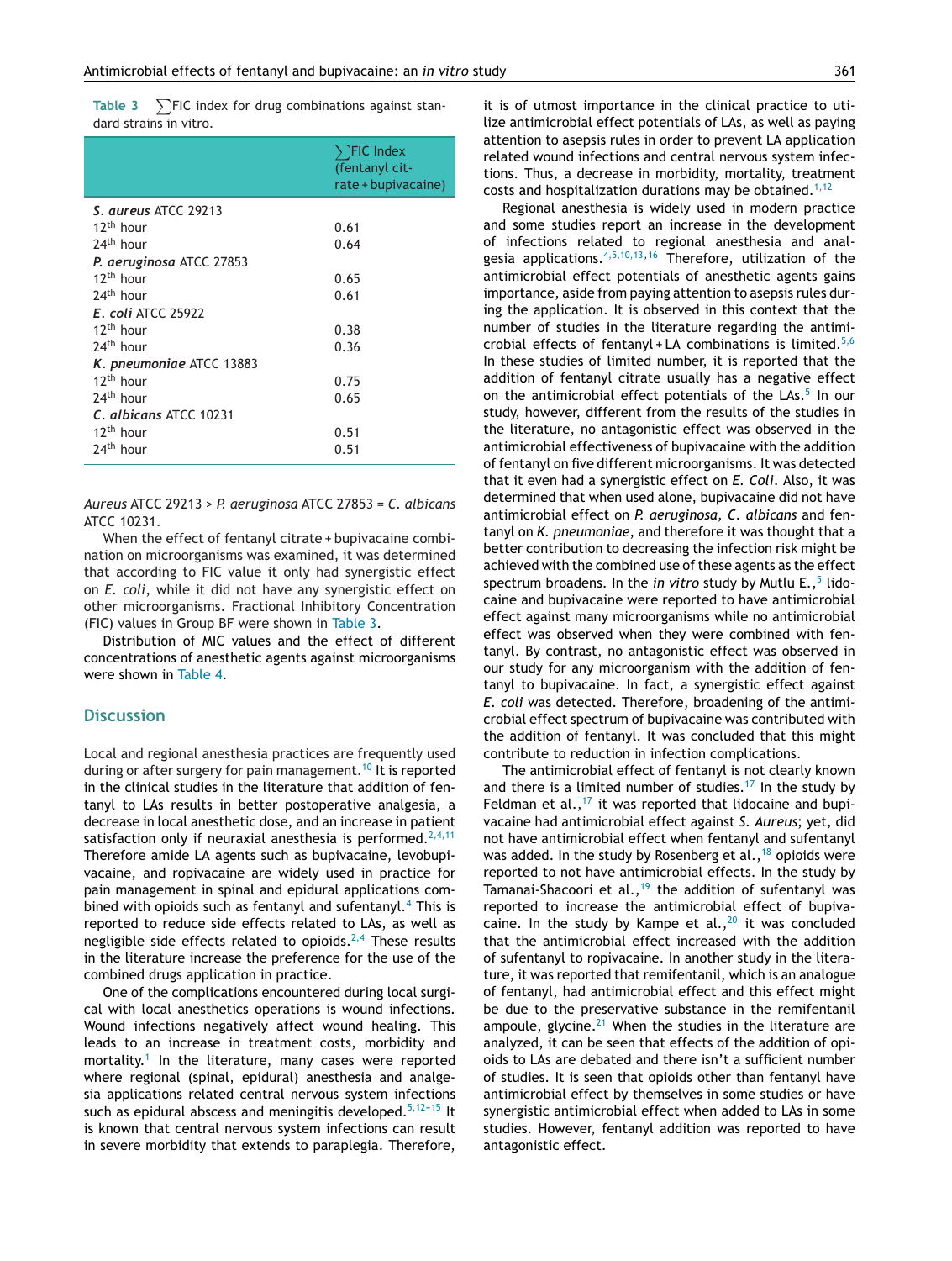Table 3 $\sum$FIC index for drug combinations against standard strains in vitro.

| | $\sum$FIC Index (fentanyl citrate + bupivacaine) |
|---|---|
| ***S. aureus*** **ATCC 29213** | |
| 12th hour | 0.61 |
| 24th hour | 0.64 |
| ***P. aeruginosa*** **ATCC 27853** | |
| 12th hour | 0.65 |
| 24th hour | 0.61 |
| ***E. coli*** **ATCC 25922** | |
| 12th hour | 0.38 |
| 24th hour | 0.36 |
| ***K. pneumoniae*** **ATCC 13883** | |
| 12th hour | 0.75 |
| 24th hour | 0.65 |
| ***C. albicans*** **ATCC 10231** | |
| 12th hour | 0.51 |
| 24th hour | 0.51 |

*Aureus* ATCC 29213 > *P. aeruginosa* ATCC 27853 = *C. albicans* ATCC 10231.

When the effect of fentanyl citrate + bupivacaine combination on microorganisms was examined, it was determined that according to FIC value it only had synergistic effect on *E. coli*, while it did not have any synergistic effect on other microorganisms. Fractional Inhibitory Concentration (FIC) values in Group BF were shown in Table 3.

Distribution of MIC values and the effect of different concentrations of anesthetic agents against microorganisms were shown in Table 4.

## Discussion

Local and regional anesthesia practices are frequently used during or after surgery for pain management.[10] It is reported in the clinical studies in the literature that addition of fentanyl to LAs results in better postoperative analgesia, a decrease in local anesthetic dose, and an increase in patient satisfaction only if neuraxial anesthesia is performed.[2,4,11] Therefore amide LA agents such as bupivacaine, levobupivacaine, and ropivacaine are widely used in practice for pain management in spinal and epidural applications combined with opioids such as fentanyl and sufentanyl.[4] This is reported to reduce side effects related to LAs, as well as negligible side effects related to opioids.[2,4] These results in the literature increase the preference for the use of the combined drugs application in practice.

One of the complications encountered during local surgical with local anesthetics operations is wound infections. Wound infections negatively affect wound healing. This leads to an increase in treatment costs, morbidity and mortality.[1] In the literature, many cases were reported where regional (spinal, epidural) anesthesia and analgesia applications related central nervous system infections such as epidural abscess and meningitis developed.[5,12-15] It is known that central nervous system infections can result in severe morbidity that extends to paraplegia. Therefore, it is of utmost importance in the clinical practice to utilize antimicrobial effect potentials of LAs, as well as paying attention to asepsis rules in order to prevent LA application related wound infections and central nervous system infections. Thus, a decrease in morbidity, mortality, treatment costs and hospitalization durations may be obtained.[1,12]

Regional anesthesia is widely used in modern practice and some studies report an increase in the development of infections related to regional anesthesia and analgesia applications.[4,5,10,13,16] Therefore, utilization of the antimicrobial effect potentials of anesthetic agents gains importance, aside from paying attention to asepsis rules during the application. It is observed in this context that the number of studies in the literature regarding the antimicrobial effects of fentanyl + LA combinations is limited.[5,6] In these studies of limited number, it is reported that the addition of fentanyl citrate usually has a negative effect on the antimicrobial effect potentials of the LAs.[5] In our study, however, different from the results of the studies in the literature, no antagonistic effect was observed in the antimicrobial effectiveness of bupivacaine with the addition of fentanyl on five different microorganisms. It was detected that it even had a synergistic effect on *E. Coli*. Also, it was determined that when used alone, bupivacaine did not have antimicrobial effect on *P. aeruginosa*, *C. albicans* and fentanyl on *K. pneumoniae*, and therefore it was thought that a better contribution to decreasing the infection risk might be achieved with the combined use of these agents as the effect spectrum broadens. In the *in vitro* study by Mutlu E.,[5] lidocaine and bupivacaine were reported to have antimicrobial effect against many microorganisms while no antimicrobial effect was observed when they were combined with fentanyl. By contrast, no antagonistic effect was observed in our study for any microorganism with the addition of fentanyl to bupivacaine. In fact, a synergistic effect against *E. coli* was detected. Therefore, broadening of the antimicrobial effect spectrum of bupivacaine was contributed with the addition of fentanyl. It was concluded that this might contribute to reduction in infection complications.

The antimicrobial effect of fentanyl is not clearly known and there is a limited number of studies.[17] In the study by Feldman et al.,[17] it was reported that lidocaine and bupivacaine had antimicrobial effect against *S. Aureus*; yet, did not have antimicrobial effect when fentanyl and sufentanyl was added. In the study by Rosenberg et al.,[18] opioids were reported to not have antimicrobial effects. In the study by Tamanai-Shacoori et al.,[19] the addition of sufentanyl was reported to increase the antimicrobial effect of bupivacaine. In the study by Kampe et al.,[20] it was concluded that the antimicrobial effect increased with the addition of sufentanyl to ropivacaine. In another study in the literature, it was reported that remifentanil, which is an analogue of fentanyl, had antimicrobial effect and this effect might be due to the preservative substance in the remifentanil ampoule, glycine.[21] When the studies in the literature are analyzed, it can be seen that effects of the addition of opioids to LAs are debated and there isn't a sufficient number of studies. It is seen that opioids other than fentanyl have antimicrobial effect by themselves in some studies or have synergistic antimicrobial effect when added to LAs in some studies. However, fentanyl addition was reported to have antagonistic effect.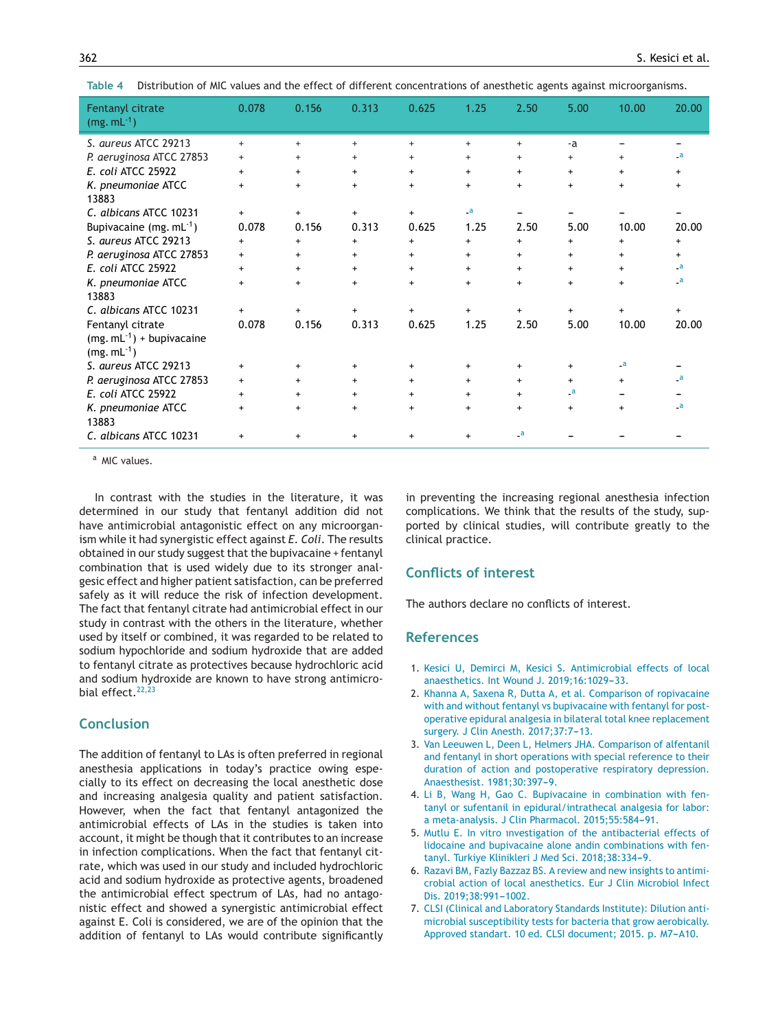**Table 4** Distribution of MIC values and the effect of different concentrations of anesthetic agents against microorganisms.

| Fentanyl citrate (mg. mL$^{-1}$) | 0.078 | 0.156 | 0.313 | 0.625 | 1.25 | 2.50 | 5.00 | 10.00 | 20.00 |
|---|---|---|---|---|---|---|---|---|---|
| *S. aureus* ATCC 29213 | + | + | + | + | + | + | -a | − | − |
| *P. aeruginosa* ATCC 27853 | + | + | + | + | + | + | + | + | -a |
| *E. coli* ATCC 25922 | + | + | + | + | + | + | + | + | + |
| *K. pneumoniae* ATCC 13883 | + | + | + | + | + | + | + | + | + |
| *C. albicans* ATCC 10231 | + | + | + | + | -a | − | − | − | − |
| Bupivacaine (mg. mL$^{-1}$) | 0.078 | 0.156 | 0.313 | 0.625 | 1.25 | 2.50 | 5.00 | 10.00 | 20.00 |
| *S. aureus* ATCC 29213 | + | + | + | + | + | + | + | + | + |
| *P. aeruginosa* ATCC 27853 | + | + | + | + | + | + | + | + | + |
| *E. coli* ATCC 25922 | + | + | + | + | + | + | + | + | -a |
| *K. pneumoniae* ATCC 13883 | + | + | + | + | + | + | + | + | -a |
| *C. albicans* ATCC 10231 | + | + | + | + | + | + | + | + | + |
| Fentanyl citrate (mg. mL$^{-1}$) + bupivacaine (mg. mL$^{-1}$) | 0.078 | 0.156 | 0.313 | 0.625 | 1.25 | 2.50 | 5.00 | 10.00 | 20.00 |
| *S. aureus* ATCC 29213 | + | + | + | + | + | + | + | -a | − |
| *P. aeruginosa* ATCC 27853 | + | + | + | + | + | + | + | + | -a |
| *E. coli* ATCC 25922 | + | + | + | + | + | + | -a | − | − |
| *K. pneumoniae* ATCC 13883 | + | + | + | + | + | + | + | + | -a |
| *C. albicans* ATCC 10231 | + | + | + | + | + | -a | − | − | − |

[a] MIC values.

In contrast with the studies in the literature, it was determined in our study that fentanyl addition did not have antimicrobial antagonistic effect on any microorganism while it had synergistic effect against *E. Coli*. The results obtained in our study suggest that the bupivacaine + fentanyl combination that is used widely due to its stronger analgesic effect and higher patient satisfaction, can be preferred safely as it will reduce the risk of infection development. The fact that fentanyl citrate had antimicrobial effect in our study in contrast with the others in the literature, whether used by itself or combined, it was regarded to be related to sodium hypochloride and sodium hydroxide that are added to fentanyl citrate as protectives because hydrochloric acid and sodium hydroxide are known to have strong antimicrobial effect.[22,23]

## Conclusion

The addition of fentanyl to LAs is often preferred in regional anesthesia applications in today's practice owing especially to its effect on decreasing the local anesthetic dose and increasing analgesia quality and patient satisfaction. However, when the fact that the antimicrobial effects of LAs in the studies is taken into account, it might be though that it contributes to an increase in infection complications. When the fact that fentanyl citrate, which was used in our study and included hydrochloric acid and sodium hydroxide as protective agents, broadened the antimicrobial effect spectrum of LAs, had no antagonistic effect and showed a synergistic antimicrobial effect against E. Coli is considered, we are of the opinion that the addition of fentanyl to LAs would contribute significantly in preventing the increasing regional anesthesia infection complications. We think that the results of the study, supported by clinical studies, will contribute greatly to the clinical practice.

## Conflicts of interest

The authors declare no conflicts of interest.

## References

1. Kesici U, Demirci M, Kesici S. Antimicrobial effects of local anaesthetics. Int Wound J. 2019;16:1029–33.
2. Khanna A, Saxena R, Dutta A, et al. Comparison of ropivacaine with and without fentanyl vs bupivacaine with fentanyl for postoperative epidural analgesia in bilateral total knee replacement surgery. J Clin Anesth. 2017;37:7–13.
3. Van Leeuwen L, Deen L, Helmers JHA. Comparison of alfentanil and fentanyl in short operations with special reference to their duration of action and postoperative respiratory depression. Anaesthesist. 1981;30:397–9.
4. Li B, Wang H, Gao C. Bupivacaine in combination with fentanyl or sufentanil in epidural/intrathecal analgesia for labor: a meta-analysis. J Clin Pharmacol. 2015;55:584–91.
5. Mutlu E. In vitro ınvestigation of the antibacterial effects of lidocaine and bupivacaine alone andin combinations with fentanyl. Turkiye Klinikleri J Med Sci. 2018;38:334–9.
6. Razavi BM, Fazly Bazzaz BS. A review and new insights to antimicrobial action of local anesthetics. Eur J Clin Microbiol Infect Dis. 2019;38:991–1002.
7. CLSI (Clinical and Laboratory Standards Institute): Dilution antimicrobial susceptibility tests for bacteria that grow aerobically. Approved standart. 10 ed. CLSI document; 2015. p. M7–A10.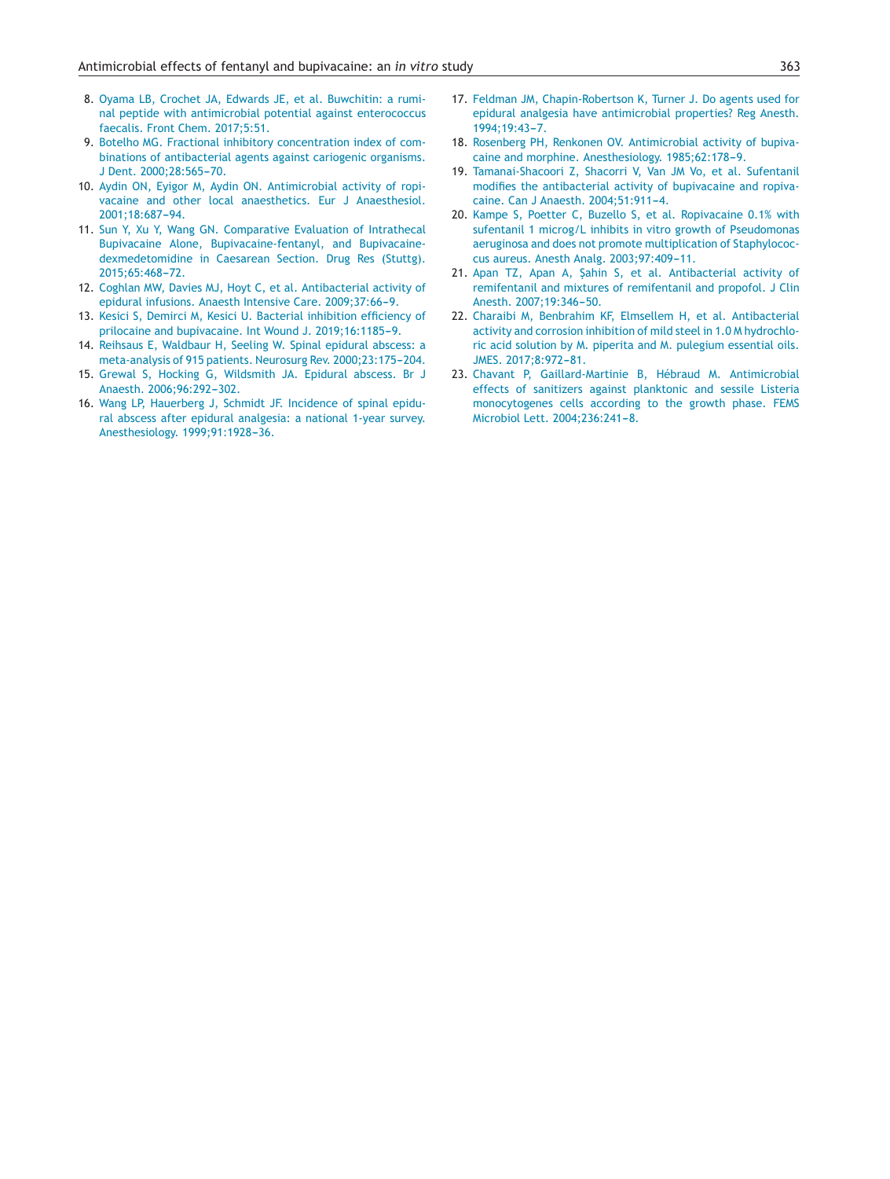8. Oyama LB, Crochet JA, Edwards JE, et al. Buwchitin: a ruminal peptide with antimicrobial potential against enterococcus faecalis. Front Chem. 2017;5:51.
9. Botelho MG. Fractional inhibitory concentration index of combinations of antibacterial agents against cariogenic organisms. J Dent. 2000;28:565–70.
10. Aydin ON, Eyigor M, Aydin ON. Antimicrobial activity of ropivacaine and other local anaesthetics. Eur J Anaesthesiol. 2001;18:687–94.
11. Sun Y, Xu Y, Wang GN. Comparative Evaluation of Intrathecal Bupivacaine Alone, Bupivacaine-fentanyl, and Bupivacaine-dexmedetomidine in Caesarean Section. Drug Res (Stuttg). 2015;65:468–72.
12. Coghlan MW, Davies MJ, Hoyt C, et al. Antibacterial activity of epidural infusions. Anaesth Intensive Care. 2009;37:66–9.
13. Kesici S, Demirci M, Kesici U. Bacterial inhibition efficiency of prilocaine and bupivacaine. Int Wound J. 2019;16:1185–9.
14. Reihsaus E, Waldbaur H, Seeling W. Spinal epidural abscess: a meta-analysis of 915 patients. Neurosurg Rev. 2000;23:175–204.
15. Grewal S, Hocking G, Wildsmith JA. Epidural abscess. Br J Anaesth. 2006;96:292–302.
16. Wang LP, Hauerberg J, Schmidt JF. Incidence of spinal epidural abscess after epidural analgesia: a national 1-year survey. Anesthesiology. 1999;91:1928–36.
17. Feldman JM, Chapin-Robertson K, Turner J. Do agents used for epidural analgesia have antimicrobial properties? Reg Anesth. 1994;19:43–7.
18. Rosenberg PH, Renkonen OV. Antimicrobial activity of bupivacaine and morphine. Anesthesiology. 1985;62:178–9.
19. Tamanai-Shacoori Z, Shacorri V, Van JM Vo, et al. Sufentanil modifies the antibacterial activity of bupivacaine and ropivacaine. Can J Anaesth. 2004;51:911–4.
20. Kampe S, Poetter C, Buzello S, et al. Ropivacaine 0.1% with sufentanil 1 microg/L inhibits in vitro growth of Pseudomonas aeruginosa and does not promote multiplication of Staphylococcus aureus. Anesth Analg. 2003;97:409–11.
21. Apan TZ, Apan A, Şahin S, et al. Antibacterial activity of remifentanil and mixtures of remifentanil and propofol. J Clin Anesth. 2007;19:346–50.
22. Charaibi M, Benbrahim KF, Elmsellem H, et al. Antibacterial activity and corrosion inhibition of mild steel in 1.0 M hydrochloric acid solution by M. piperita and M. pulegium essential oils. JMES. 2017;8:972–81.
23. Chavant P, Gaillard-Martinie B, Hébraud M. Antimicrobial effects of sanitizers against planktonic and sessile Listeria monocytogenes cells according to the growth phase. FEMS Microbiol Lett. 2004;236:241–8.